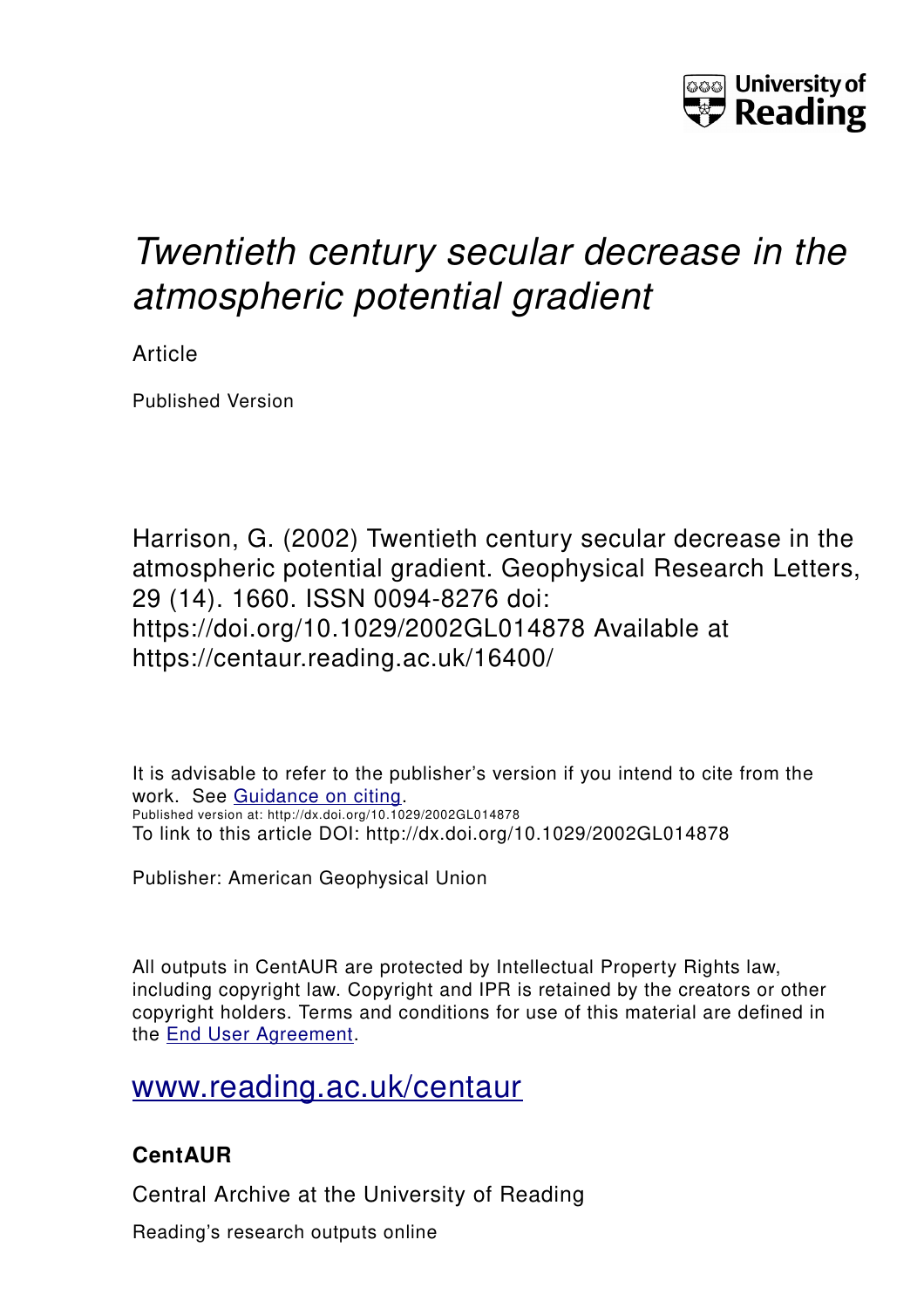University of Reading

# *Twentieth century secular decrease in the atmospheric potential gradient*

Article

Published Version

Harrison, G. (2002) Twentieth century secular decrease in the atmospheric potential gradient. Geophysical Research Letters, 29 (14). 1660. ISSN 0094-8276 doi: https://doi.org/10.1029/2002GL014878 Available at https://centaur.reading.ac.uk/16400/

It is advisable to refer to the publisher's version if you intend to cite from the work. See Guidance on citing.
Published version at: http://dx.doi.org/10.1029/2002GL014878
To link to this article DOI: http://dx.doi.org/10.1029/2002GL014878

Publisher: American Geophysical Union

All outputs in CentAUR are protected by Intellectual Property Rights law, including copyright law. Copyright and IPR is retained by the creators or other copyright holders. Terms and conditions for use of this material are defined in the End User Agreement.

www.reading.ac.uk/centaur

### CentAUR

Central Archive at the University of Reading

Reading's research outputs online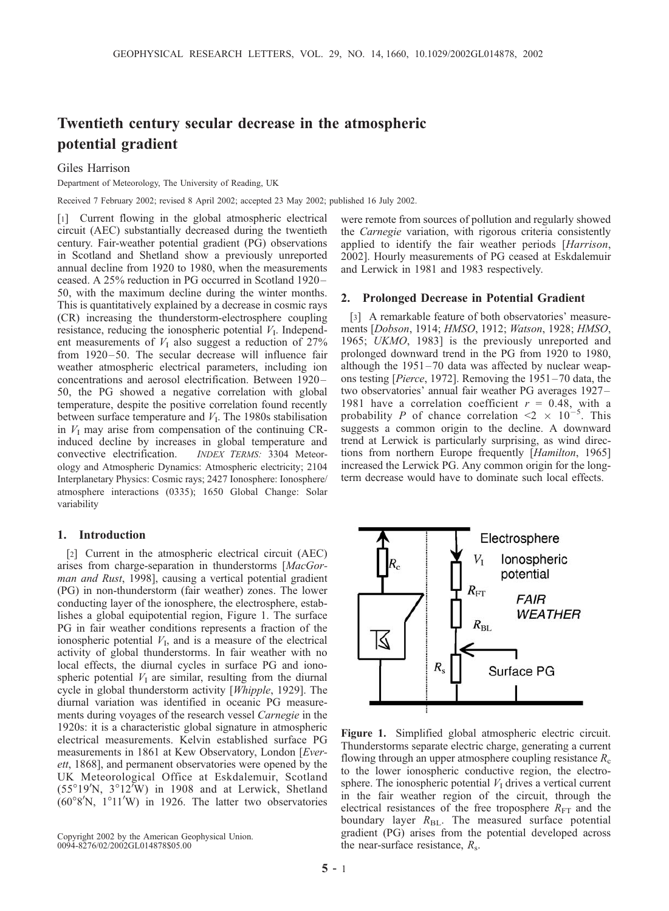# Twentieth century secular decrease in the atmospheric potential gradient

Giles Harrison

Department of Meteorology, The University of Reading, UK

Received 7 February 2002; revised 8 April 2002; accepted 23 May 2002; published 16 July 2002.

[1] Current flowing in the global atmospheric electrical circuit (AEC) substantially decreased during the twentieth century. Fair-weather potential gradient (PG) observations in Scotland and Shetland show a previously unreported annual decline from 1920 to 1980, when the measurements ceased. A 25% reduction in PG occurred in Scotland 1920–50, with the maximum decline during the winter months. This is quantitatively explained by a decrease in cosmic rays (CR) increasing the thunderstorm-electrosphere coupling resistance, reducing the ionospheric potential $V_I$. Independent measurements of $V_I$ also suggest a reduction of 27% from 1920–50. The secular decrease will influence fair weather atmospheric electrical parameters, including ion concentrations and aerosol electrification. Between 1920–50, the PG showed a negative correlation with global temperature, despite the positive correlation found recently between surface temperature and $V_I$. The 1980s stabilisation in $V_I$ may arise from compensation of the continuing CR-induced decline by increases in global temperature and convective electrification. *INDEX TERMS:* 3304 Meteorology and Atmospheric Dynamics: Atmospheric electricity; 2104 Interplanetary Physics: Cosmic rays; 2427 Ionosphere: Ionosphere/atmosphere interactions (0335); 1650 Global Change: Solar variability

## 1. Introduction

[2] Current in the atmospheric electrical circuit (AEC) arises from charge-separation in thunderstorms [*MacGorman and Rust*, 1998], causing a vertical potential gradient (PG) in non-thunderstorm (fair weather) zones. The lower conducting layer of the ionosphere, the electrosphere, establishes a global equipotential region, Figure 1. The surface PG in fair weather conditions represents a fraction of the ionospheric potential $V_I$, and is a measure of the electrical activity of global thunderstorms. In fair weather with no local effects, the diurnal cycles in surface PG and ionospheric potential $V_I$ are similar, resulting from the diurnal cycle in global thunderstorm activity [*Whipple*, 1929]. The diurnal variation was identified in oceanic PG measurements during voyages of the research vessel *Carnegie* in the 1920s: it is a characteristic global signature in atmospheric electrical measurements. Kelvin established surface PG measurements in 1861 at Kew Observatory, London [*Everett*, 1868], and permanent observatories were opened by the UK Meteorological Office at Eskdalemuir, Scotland (55°19′N, 3°12′W) in 1908 and at Lerwick, Shetland (60°8′N, 1°11′W) in 1926. The latter two observatories were remote from sources of pollution and regularly showed the *Carnegie* variation, with rigorous criteria consistently applied to identify the fair weather periods [*Harrison*, 2002]. Hourly measurements of PG ceased at Eskdalemuir and Lerwick in 1981 and 1983 respectively.

## 2. Prolonged Decrease in Potential Gradient

[3] A remarkable feature of both observatories' measurements [*Dobson*, 1914; *HMSO*, 1912; *Watson*, 1928; *HMSO*, 1965; *UKMO*, 1983] is the previously unreported and prolonged downward trend in the PG from 1920 to 1980, although the 1951–70 data was affected by nuclear weapons testing [*Pierce*, 1972]. Removing the 1951–70 data, the two observatories' annual fair weather PG averages 1927–1981 have a correlation coefficient $r = 0.48$, with a probability $P$ of chance correlation $< 2 \times 10^{-5}$. This suggests a common origin to the decline. A downward trend at Lerwick is particularly surprising, as wind directions from northern Europe frequently [*Hamilton*, 1965] increased the Lerwick PG. Any common origin for the long-term decrease would have to dominate such local effects.

**Figure 1.** Simplified global atmospheric electric circuit. Thunderstorms separate electric charge, generating a current flowing through an upper atmosphere coupling resistance $R_c$ to the lower ionospheric conductive region, the electrosphere. The ionospheric potential $V_I$ drives a vertical current in the fair weather region of the circuit, through the electrical resistances of the free troposphere $R_{FT}$ and the boundary layer $R_{BL}$. The measured surface potential gradient (PG) arises from the potential developed across the near-surface resistance, $R_s$.

Copyright 2002 by the American Geophysical Union.
0094-8276/02/2002GL014878$05.00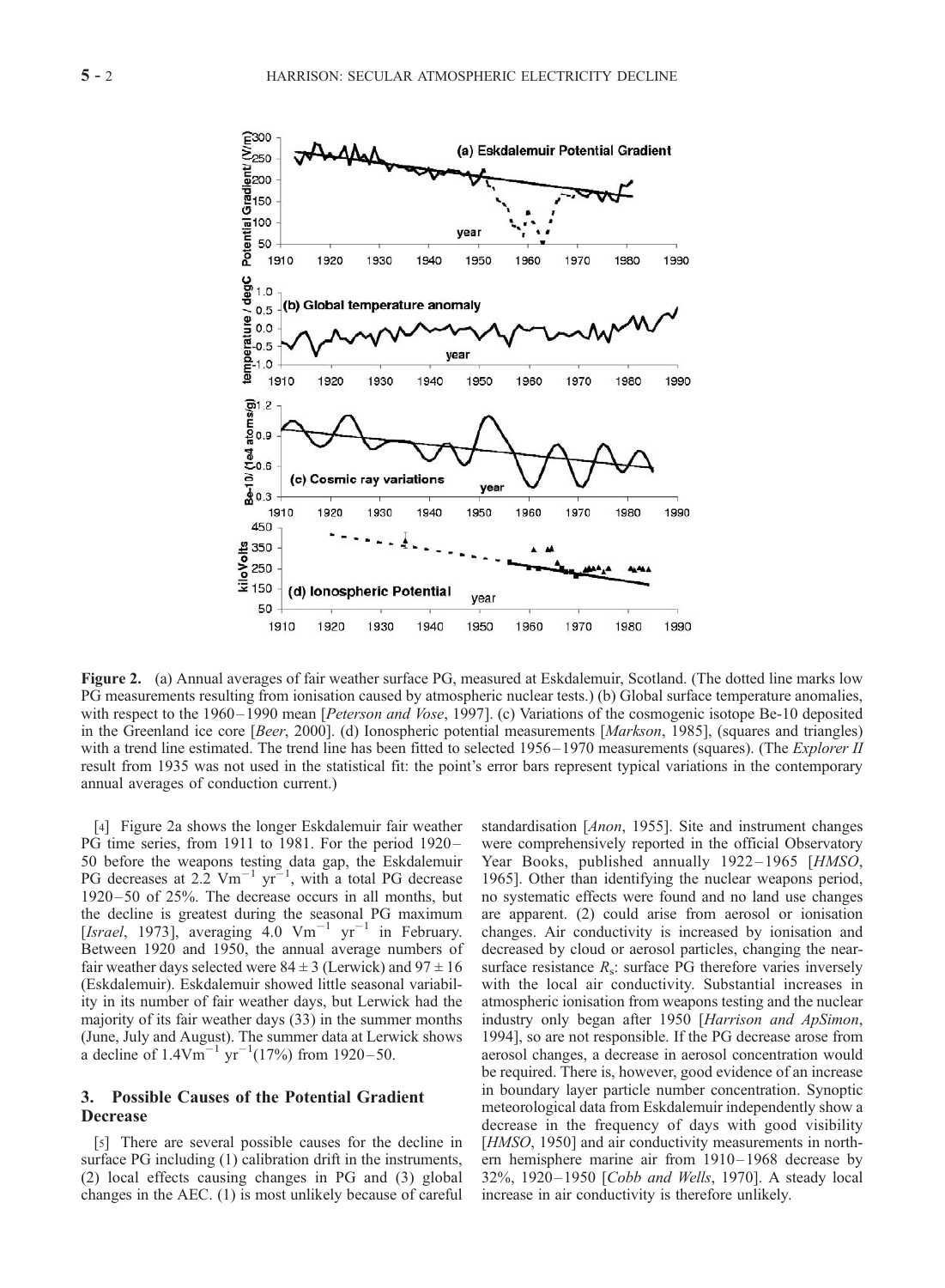Figure 2. (a) Annual averages of fair weather surface PG, measured at Eskdalemuir, Scotland. (The dotted line marks low PG measurements resulting from ionisation caused by atmospheric nuclear tests.) (b) Global surface temperature anomalies, with respect to the 1960–1990 mean [*Peterson and Vose*, 1997]. (c) Variations of the cosmogenic isotope Be-10 deposited in the Greenland ice core [*Beer*, 2000]. (d) Ionospheric potential measurements [*Markson*, 1985], (squares and triangles) with a trend line estimated. The trend line has been fitted to selected 1956–1970 measurements (squares). (The *Explorer II* result from 1935 was not used in the statistical fit: the point's error bars represent typical variations in the contemporary annual averages of conduction current.)

[4] Figure 2a shows the longer Eskdalemuir fair weather PG time series, from 1911 to 1981. For the period 1920–50 before the weapons testing data gap, the Eskdalemuir PG decreases at 2.2 $Vm^{-1}$ $yr^{-1}$, with a total PG decrease 1920–50 of 25%. The decrease occurs in all months, but the decline is greatest during the seasonal PG maximum [*Israel*, 1973], averaging 4.0 $Vm^{-1}$ $yr^{-1}$ in February. Between 1920 and 1950, the annual average numbers of fair weather days selected were $84 \pm 3$ (Lerwick) and $97 \pm 16$ (Eskdalemuir). Eskdalemuir showed little seasonal variability in its number of fair weather days, but Lerwick had the majority of its fair weather days (33) in the summer months (June, July and August). The summer data at Lerwick shows a decline of 1.4$Vm^{-1}$ $yr^{-1}$(17%) from 1920–50.

## 3. Possible Causes of the Potential Gradient Decrease

[5] There are several possible causes for the decline in surface PG including (1) calibration drift in the instruments, (2) local effects causing changes in PG and (3) global changes in the AEC. (1) is most unlikely because of careful standardisation [*Anon*, 1955]. Site and instrument changes were comprehensively reported in the official Observatory Year Books, published annually 1922–1965 [*HMSO*, 1965]. Other than identifying the nuclear weapons period, no systematic effects were found and no land use changes are apparent. (2) could arise from aerosol or ionisation changes. Air conductivity is increased by ionisation and decreased by cloud or aerosol particles, changing the near-surface resistance $R_s$: surface PG therefore varies inversely with the local air conductivity. Substantial increases in atmospheric ionisation from weapons testing and the nuclear industry only began after 1950 [*Harrison and ApSimon*, 1994], so are not responsible. If the PG decrease arose from aerosol changes, a decrease in aerosol concentration would be required. There is, however, good evidence of an increase in boundary layer particle number concentration. Synoptic meteorological data from Eskdalemuir independently show a decrease in the frequency of days with good visibility [*HMSO*, 1950] and air conductivity measurements in northern hemisphere marine air from 1910–1968 decrease by 32%, 1920–1950 [*Cobb and Wells*, 1970]. A steady local increase in air conductivity is therefore unlikely.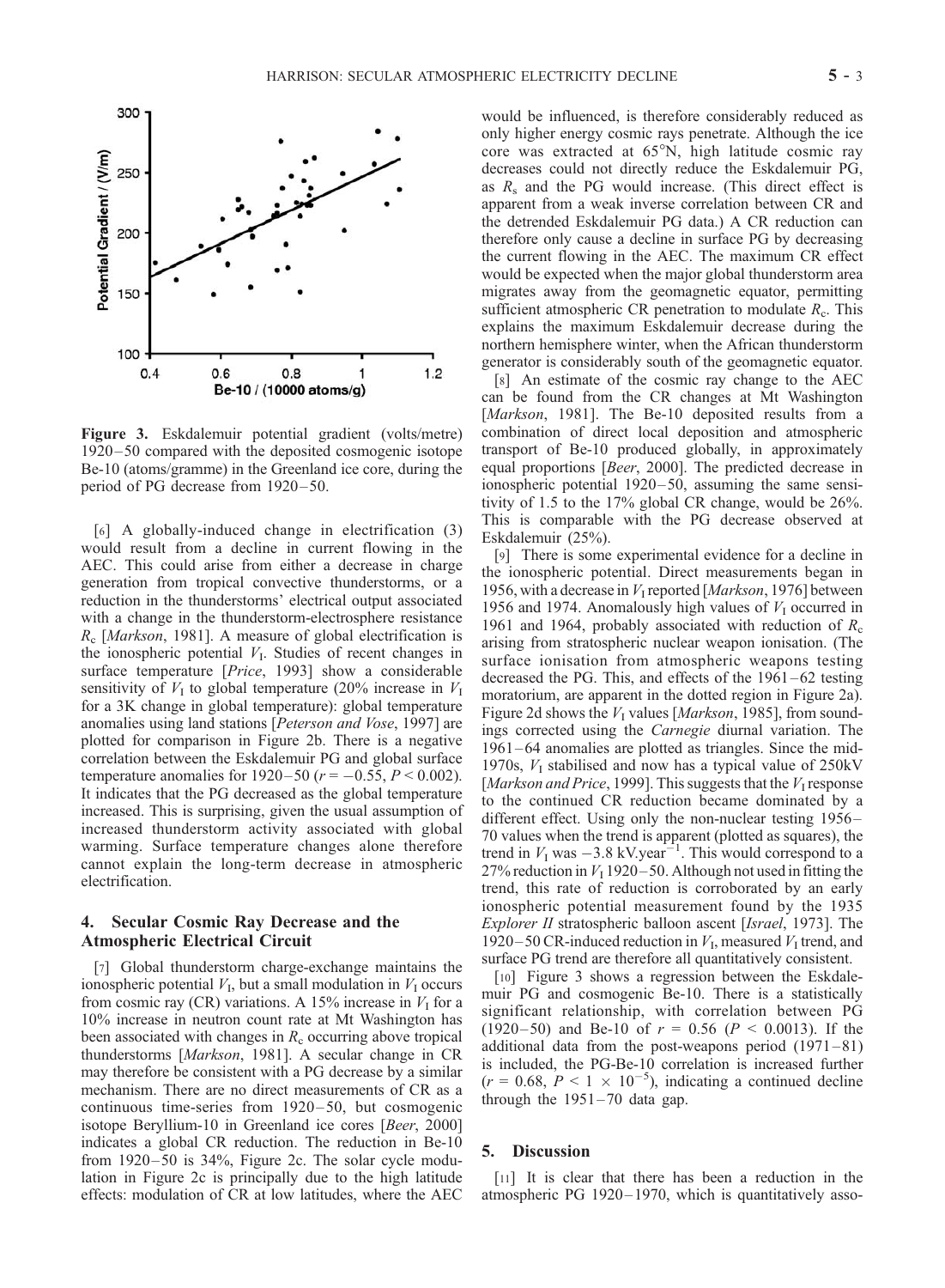**Figure 3.** Eskdalemuir potential gradient (volts/metre) 1920–50 compared with the deposited cosmogenic isotope Be-10 (atoms/gramme) in the Greenland ice core, during the period of PG decrease from 1920–50.

[6] A globally-induced change in electrification (3) would result from a decline in current flowing in the AEC. This could arise from either a decrease in charge generation from tropical convective thunderstorms, or a reduction in the thunderstorms' electrical output associated with a change in the thunderstorm-electrosphere resistance $R_c$ [*Markson*, 1981]. A measure of global electrification is the ionospheric potential $V_I$. Studies of recent changes in surface temperature [*Price*, 1993] show a considerable sensitivity of $V_I$ to global temperature (20% increase in $V_I$ for a 3K change in global temperature): global temperature anomalies using land stations [*Peterson and Vose*, 1997] are plotted for comparison in Figure 2b. There is a negative correlation between the Eskdalemuir PG and global surface temperature anomalies for 1920–50 ($r = -0.55$, $P < 0.002$). It indicates that the PG decreased as the global temperature increased. This is surprising, given the usual assumption of increased thunderstorm activity associated with global warming. Surface temperature changes alone therefore cannot explain the long-term decrease in atmospheric electrification.

## 4. Secular Cosmic Ray Decrease and the Atmospheric Electrical Circuit

[7] Global thunderstorm charge-exchange maintains the ionospheric potential $V_I$, but a small modulation in $V_I$ occurs from cosmic ray (CR) variations. A 15% increase in $V_I$ for a 10% increase in neutron count rate at Mt Washington has been associated with changes in $R_c$ occurring above tropical thunderstorms [*Markson*, 1981]. A secular change in CR may therefore be consistent with a PG decrease by a similar mechanism. There are no direct measurements of CR as a continuous time-series from 1920–50, but cosmogenic isotope Beryllium-10 in Greenland ice cores [*Beer*, 2000] indicates a global CR reduction. The reduction in Be-10 from 1920–50 is 34%, Figure 2c. The solar cycle modulation in Figure 2c is principally due to the high latitude effects: modulation of CR at low latitudes, where the AEC would be influenced, is therefore considerably reduced as only higher energy cosmic rays penetrate. Although the ice core was extracted at 65°N, high latitude cosmic ray decreases could not directly reduce the Eskdalemuir PG, as $R_s$ and the PG would increase. (This direct effect is apparent from a weak inverse correlation between CR and the detrended Eskdalemuir PG data.) A CR reduction can therefore only cause a decline in surface PG by decreasing the current flowing in the AEC. The maximum CR effect would be expected when the major global thunderstorm area migrates away from the geomagnetic equator, permitting sufficient atmospheric CR penetration to modulate $R_c$. This explains the maximum Eskdalemuir decrease during the northern hemisphere winter, when the African thunderstorm generator is considerably south of the geomagnetic equator.

[8] An estimate of the cosmic ray change to the AEC can be found from the CR changes at Mt Washington [*Markson*, 1981]. The Be-10 deposited results from a combination of direct local deposition and atmospheric transport of Be-10 produced globally, in approximately equal proportions [*Beer*, 2000]. The predicted decrease in ionospheric potential 1920–50, assuming the same sensitivity of 1.5 to the 17% global CR change, would be 26%. This is comparable with the PG decrease observed at Eskdalemuir (25%).

[9] There is some experimental evidence for a decline in the ionospheric potential. Direct measurements began in 1956, with a decrease in $V_I$ reported [*Markson*, 1976] between 1956 and 1974. Anomalously high values of $V_I$ occurred in 1961 and 1964, probably associated with reduction of $R_c$ arising from stratospheric nuclear weapon ionisation. (The surface ionisation from atmospheric weapons testing decreased the PG. This, and effects of the 1961–62 testing moratorium, are apparent in the dotted region in Figure 2a). Figure 2d shows the $V_I$ values [*Markson*, 1985], from soundings corrected using the *Carnegie* diurnal variation. The 1961–64 anomalies are plotted as triangles. Since the mid-1970s, $V_I$ stabilised and now has a typical value of 250kV [*Markson and Price*, 1999]. This suggests that the $V_I$ response to the continued CR reduction became dominated by a different effect. Using only the non-nuclear testing 1956–70 values when the trend is apparent (plotted as squares), the trend in $V_I$ was $-3.8$ kV.year$^{-1}$. This would correspond to a 27% reduction in $V_I$ 1920–50. Although not used in fitting the trend, this rate of reduction is corroborated by an early ionospheric potential measurement found by the 1935 *Explorer II* stratospheric balloon ascent [*Israel*, 1973]. The 1920–50 CR-induced reduction in $V_I$, measured $V_I$ trend, and surface PG trend are therefore all quantitatively consistent.

[10] Figure 3 shows a regression between the Eskdalemuir PG and cosmogenic Be-10. There is a statistically significant relationship, with correlation between PG (1920–50) and Be-10 of $r = 0.56$ ($P < 0.0013$). If the additional data from the post-weapons period (1971–81) is included, the PG-Be-10 correlation is increased further ($r = 0.68$, $P < 1 \times 10^{-5}$), indicating a continued decline through the 1951–70 data gap.

## 5. Discussion

[11] It is clear that there has been a reduction in the atmospheric PG 1920–1970, which is quantitatively asso-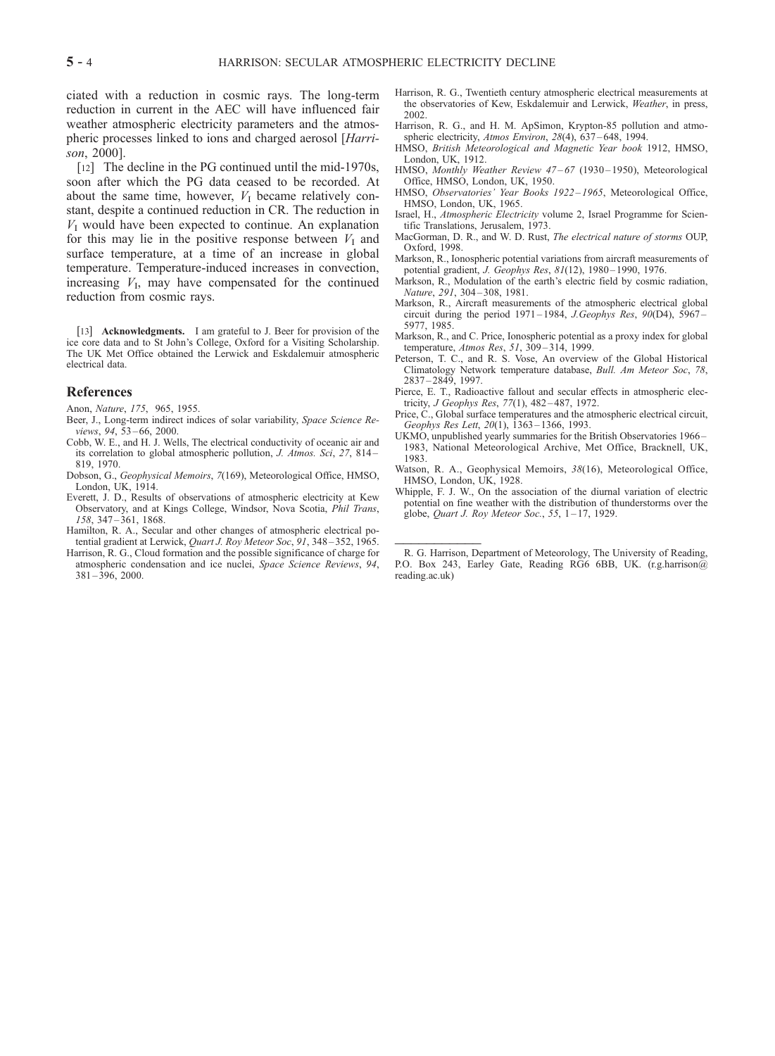ciated with a reduction in cosmic rays. The long-term reduction in current in the AEC will have influenced fair weather atmospheric electricity parameters and the atmospheric processes linked to ions and charged aerosol [*Harrison*, 2000].

[12] The decline in the PG continued until the mid-1970s, soon after which the PG data ceased to be recorded. At about the same time, however, $V_I$ became relatively constant, despite a continued reduction in CR. The reduction in $V_I$ would have been expected to continue. An explanation for this may lie in the positive response between $V_I$ and surface temperature, at a time of an increase in global temperature. Temperature-induced increases in convection, increasing $V_I$, may have compensated for the continued reduction from cosmic rays.

[13] **Acknowledgments.** I am grateful to J. Beer for provision of the ice core data and to St John's College, Oxford for a Visiting Scholarship. The UK Met Office obtained the Lerwick and Eskdalemuir atmospheric electrical data.

## References

Anon, *Nature*, *175*, 965, 1955.

Beer, J., Long-term indirect indices of solar variability, *Space Science Reviews*, *94*, 53–66, 2000.

Cobb, W. E., and H. J. Wells, The electrical conductivity of oceanic air and its correlation to global atmospheric pollution, *J. Atmos. Sci*, *27*, 814–819, 1970.

Dobson, G., *Geophysical Memoirs*, *7*(169), Meteorological Office, HMSO, London, UK, 1914.

Everett, J. D., Results of observations of atmospheric electricity at Kew Observatory, and at Kings College, Windsor, Nova Scotia, *Phil Trans*, *158*, 347–361, 1868.

Hamilton, R. A., Secular and other changes of atmospheric electrical potential gradient at Lerwick, *Quart J. Roy Meteor Soc*, *91*, 348–352, 1965.

Harrison, R. G., Cloud formation and the possible significance of charge for atmospheric condensation and ice nuclei, *Space Science Reviews*, *94*, 381–396, 2000.

Harrison, R. G., Twentieth century atmospheric electrical measurements at the observatories of Kew, Eskdalemuir and Lerwick, *Weather*, in press, 2002.

Harrison, R. G., and H. M. ApSimon, Krypton-85 pollution and atmospheric electricity, *Atmos Environ*, *28*(4), 637–648, 1994.

HMSO, *British Meteorological and Magnetic Year book* 1912, HMSO, London, UK, 1912.

HMSO, *Monthly Weather Review 47–67* (1930–1950), Meteorological Office, HMSO, London, UK, 1950.

HMSO, *Observatories' Year Books 1922–1965*, Meteorological Office, HMSO, London, UK, 1965.

Israel, H., *Atmospheric Electricity* volume 2, Israel Programme for Scientific Translations, Jerusalem, 1973.

MacGorman, D. R., and W. D. Rust, *The electrical nature of storms* OUP, Oxford, 1998.

Markson, R., Ionospheric potential variations from aircraft measurements of potential gradient, *J. Geophys Res*, *81*(12), 1980–1990, 1976.

Markson, R., Modulation of the earth's electric field by cosmic radiation, *Nature*, *291*, 304–308, 1981.

Markson, R., Aircraft measurements of the atmospheric electrical global circuit during the period 1971–1984, *J.Geophys Res*, *90*(D4), 5967–5977, 1985.

Markson, R., and C. Price, Ionospheric potential as a proxy index for global temperature, *Atmos Res*, *51*, 309–314, 1999.

Peterson, T. C., and R. S. Vose, An overview of the Global Historical Climatology Network temperature database, *Bull. Am Meteor Soc*, *78*, 2837–2849, 1997.

Pierce, E. T., Radioactive fallout and secular effects in atmospheric electricity, *J Geophys Res*, *77*(1), 482–487, 1972.

Price, C., Global surface temperatures and the atmospheric electrical circuit, *Geophys Res Lett*, *20*(1), 1363–1366, 1993.

UKMO, unpublished yearly summaries for the British Observatories 1966–1983, National Meteorological Archive, Met Office, Bracknell, UK, 1983.

Watson, R. A., Geophysical Memoirs, *38*(16), Meteorological Office, HMSO, London, UK, 1928.

Whipple, F. J. W., On the association of the diurnal variation of electric potential on fine weather with the distribution of thunderstorms over the globe, *Quart J. Roy Meteor Soc.*, *55*, 1–17, 1929.

---

R. G. Harrison, Department of Meteorology, The University of Reading, P.O. Box 243, Earley Gate, Reading RG6 6BB, UK. (r.g.harrison@reading.ac.uk)